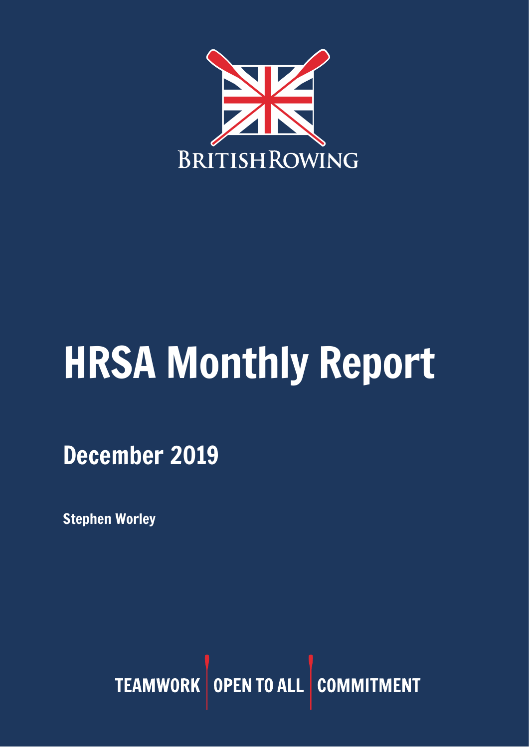BRITISHROWING

# HRSA Monthly Report

## December 2019

**Stephen Worley**

TEAMWORK | OPEN TO ALL | COMMITMENT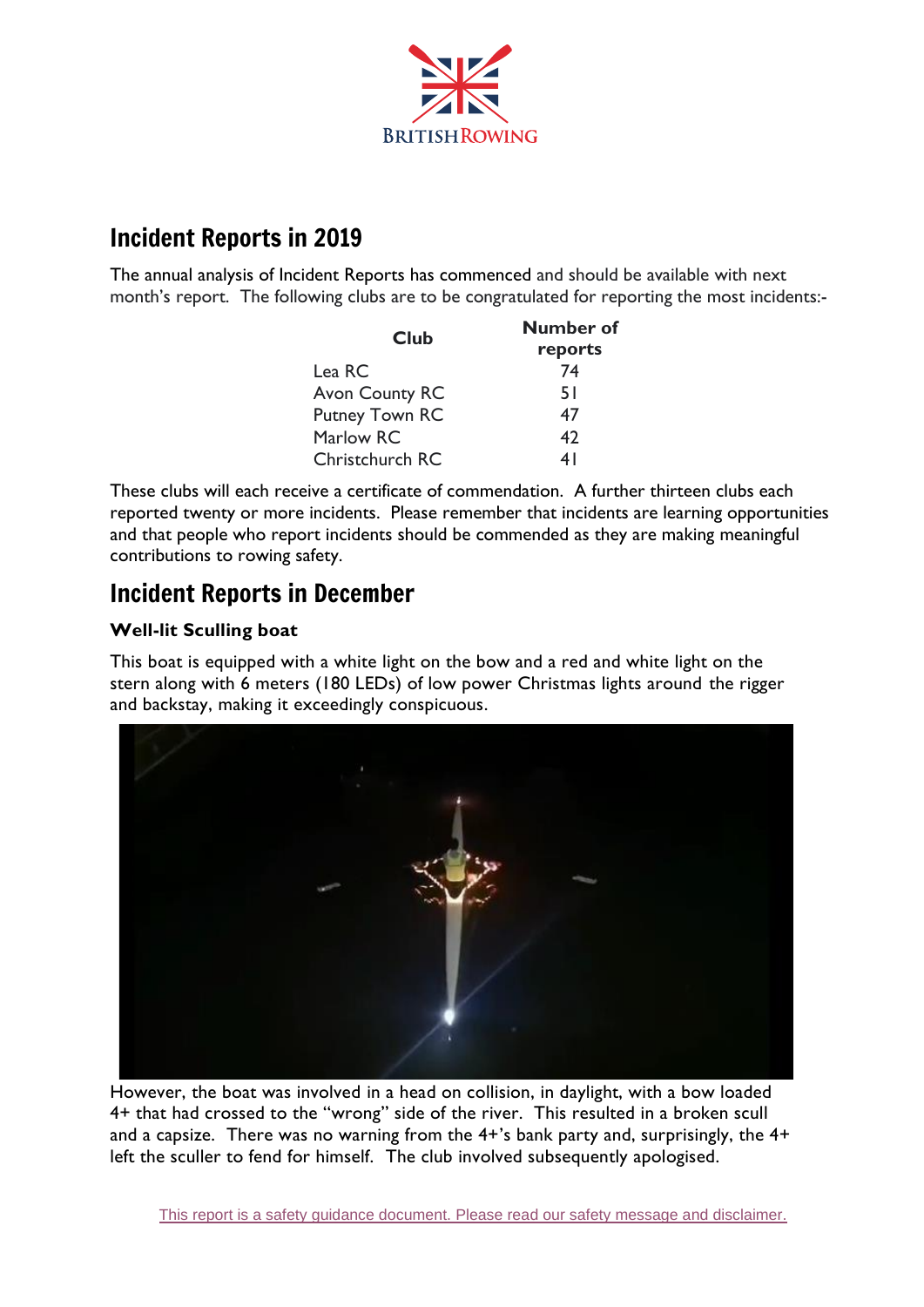## Incident Reports in 2019

The annual analysis of Incident Reports has commenced and should be available with next month's report. The following clubs are to be congratulated for reporting the most incidents:-

| Club | Number of reports |
|---|---|
| Lea RC | 74 |
| Avon County RC | 51 |
| Putney Town RC | 47 |
| Marlow RC | 42 |
| Christchurch RC | 41 |

These clubs will each receive a certificate of commendation. A further thirteen clubs each reported twenty or more incidents. Please remember that incidents are learning opportunities and that people who report incidents should be commended as they are making meaningful contributions to rowing safety.

## Incident Reports in December

### Well-lit Sculling boat

This boat is equipped with a white light on the bow and a red and white light on the stern along with 6 meters (180 LEDs) of low power Christmas lights around the rigger and backstay, making it exceedingly conspicuous.

However, the boat was involved in a head on collision, in daylight, with a bow loaded 4+ that had crossed to the "wrong" side of the river. This resulted in a broken scull and a capsize. There was no warning from the 4+'s bank party and, surprisingly, the 4+ left the sculler to fend for himself. The club involved subsequently apologised.

This report is a safety guidance document. Please read our safety message and disclaimer.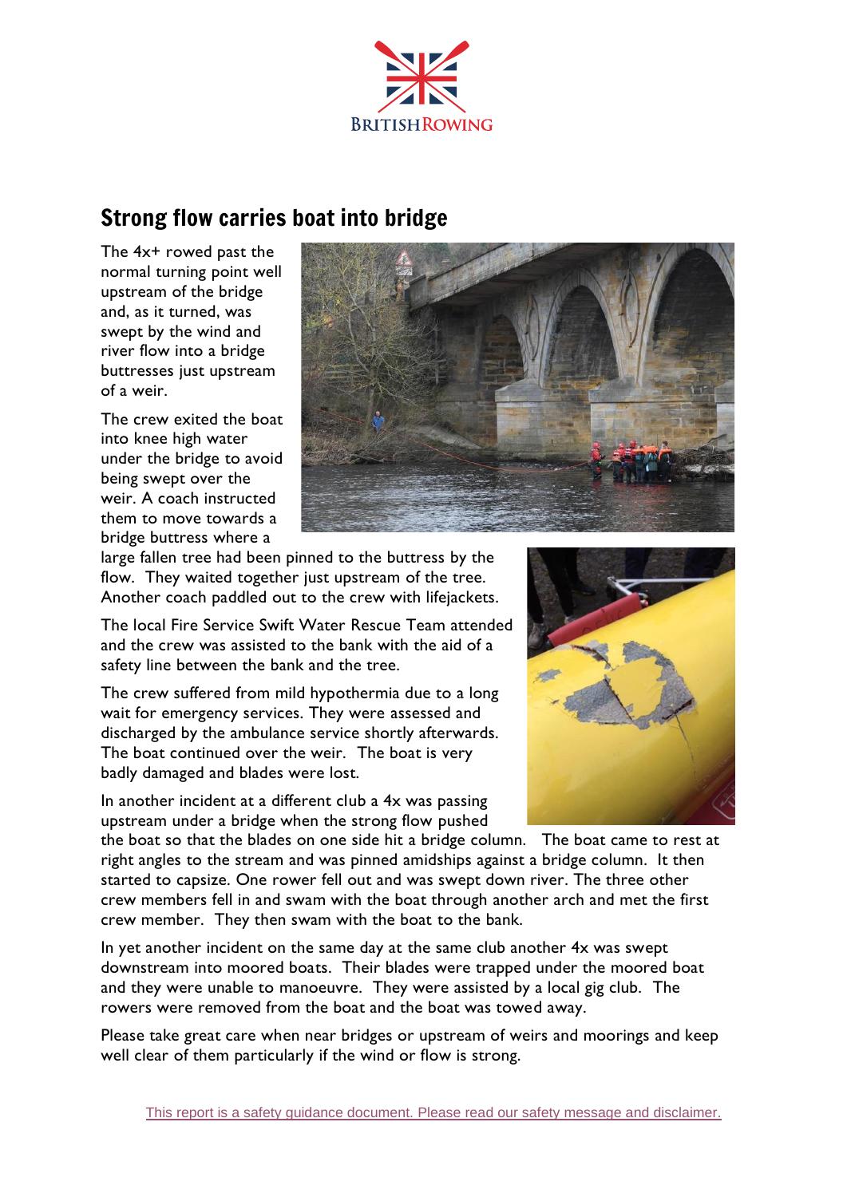## Strong flow carries boat into bridge

The 4x+ rowed past the normal turning point well upstream of the bridge and, as it turned, was swept by the wind and river flow into a bridge buttresses just upstream of a weir.

The crew exited the boat into knee high water under the bridge to avoid being swept over the weir. A coach instructed them to move towards a bridge buttress where a large fallen tree had been pinned to the buttress by the flow. They waited together just upstream of the tree. Another coach paddled out to the crew with lifejackets.

The local Fire Service Swift Water Rescue Team attended and the crew was assisted to the bank with the aid of a safety line between the bank and the tree.

The crew suffered from mild hypothermia due to a long wait for emergency services. They were assessed and discharged by the ambulance service shortly afterwards. The boat continued over the weir. The boat is very badly damaged and blades were lost.

In another incident at a different club a 4x was passing upstream under a bridge when the strong flow pushed the boat so that the blades on one side hit a bridge column. The boat came to rest at right angles to the stream and was pinned amidships against a bridge column. It then started to capsize. One rower fell out and was swept down river. The three other crew members fell in and swam with the boat through another arch and met the first crew member. They then swam with the boat to the bank.

In yet another incident on the same day at the same club another 4x was swept downstream into moored boats. Their blades were trapped under the moored boat and they were unable to manoeuvre. They were assisted by a local gig club. The rowers were removed from the boat and the boat was towed away.

Please take great care when near bridges or upstream of weirs and moorings and keep well clear of them particularly if the wind or flow is strong.

This report is a safety guidance document. Please read our safety message and disclaimer.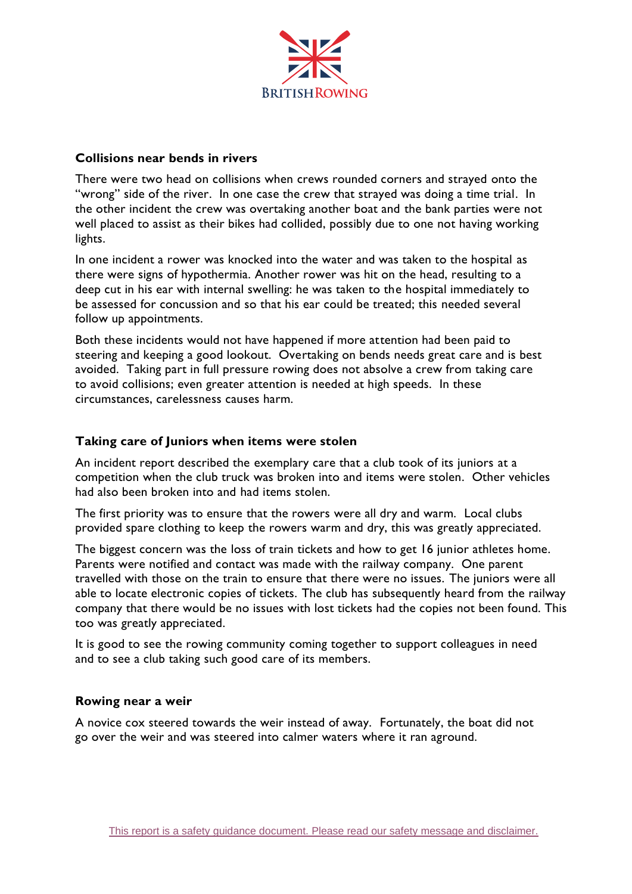### Collisions near bends in rivers

There were two head on collisions when crews rounded corners and strayed onto the "wrong" side of the river. In one case the crew that strayed was doing a time trial. In the other incident the crew was overtaking another boat and the bank parties were not well placed to assist as their bikes had collided, possibly due to one not having working lights.

In one incident a rower was knocked into the water and was taken to the hospital as there were signs of hypothermia. Another rower was hit on the head, resulting to a deep cut in his ear with internal swelling: he was taken to the hospital immediately to be assessed for concussion and so that his ear could be treated; this needed several follow up appointments.

Both these incidents would not have happened if more attention had been paid to steering and keeping a good lookout. Overtaking on bends needs great care and is best avoided. Taking part in full pressure rowing does not absolve a crew from taking care to avoid collisions; even greater attention is needed at high speeds. In these circumstances, carelessness causes harm.

### Taking care of Juniors when items were stolen

An incident report described the exemplary care that a club took of its juniors at a competition when the club truck was broken into and items were stolen. Other vehicles had also been broken into and had items stolen.

The first priority was to ensure that the rowers were all dry and warm. Local clubs provided spare clothing to keep the rowers warm and dry, this was greatly appreciated.

The biggest concern was the loss of train tickets and how to get 16 junior athletes home. Parents were notified and contact was made with the railway company. One parent travelled with those on the train to ensure that there were no issues. The juniors were all able to locate electronic copies of tickets. The club has subsequently heard from the railway company that there would be no issues with lost tickets had the copies not been found. This too was greatly appreciated.

It is good to see the rowing community coming together to support colleagues in need and to see a club taking such good care of its members.

### Rowing near a weir

A novice cox steered towards the weir instead of away. Fortunately, the boat did not go over the weir and was steered into calmer waters where it ran aground.

This report is a safety guidance document. Please read our safety message and disclaimer.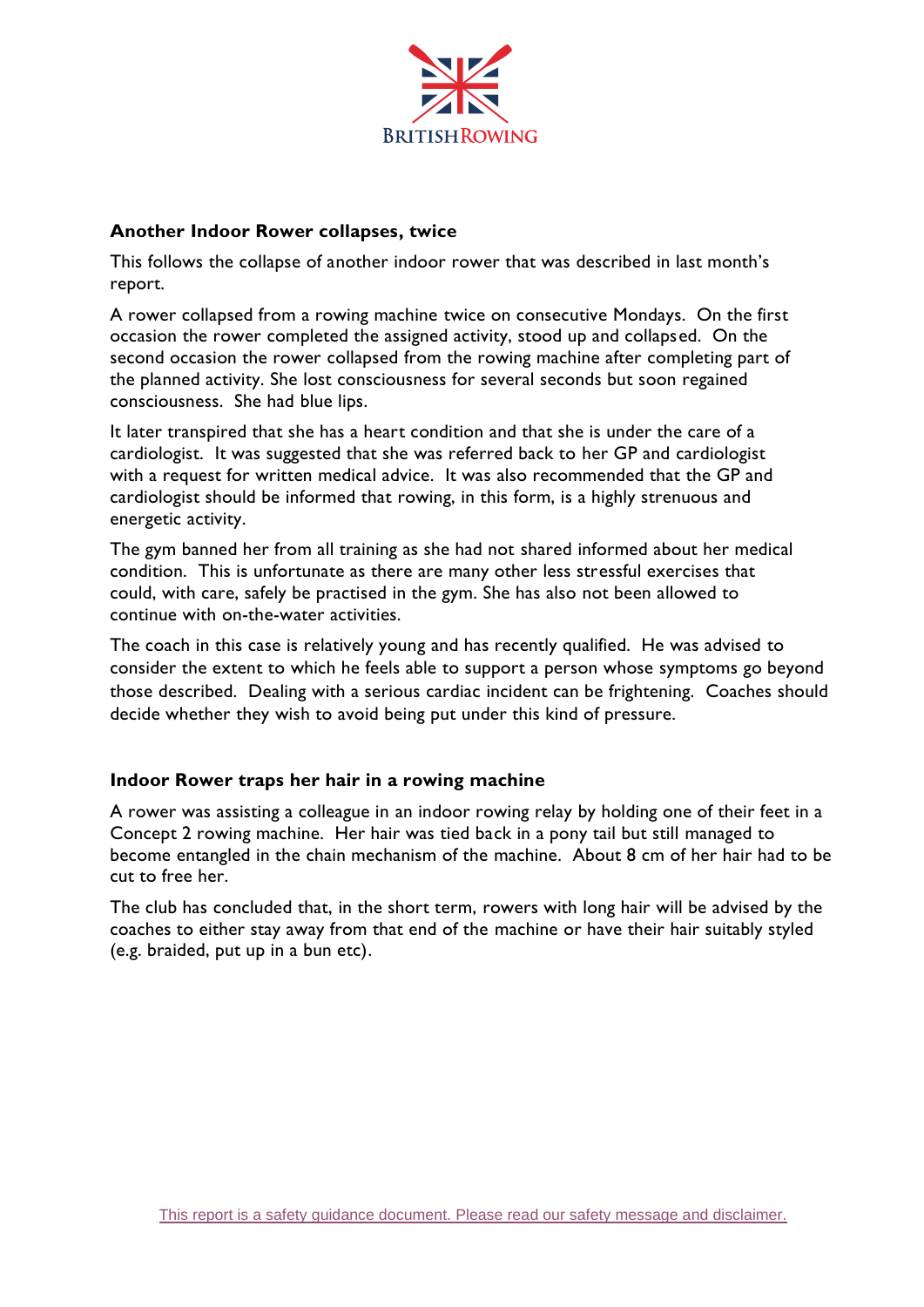### Another Indoor Rower collapses, twice

This follows the collapse of another indoor rower that was described in last month's report.

A rower collapsed from a rowing machine twice on consecutive Mondays. On the first occasion the rower completed the assigned activity, stood up and collapsed. On the second occasion the rower collapsed from the rowing machine after completing part of the planned activity. She lost consciousness for several seconds but soon regained consciousness. She had blue lips.

It later transpired that she has a heart condition and that she is under the care of a cardiologist. It was suggested that she was referred back to her GP and cardiologist with a request for written medical advice. It was also recommended that the GP and cardiologist should be informed that rowing, in this form, is a highly strenuous and energetic activity.

The gym banned her from all training as she had not shared informed about her medical condition. This is unfortunate as there are many other less stressful exercises that could, with care, safely be practised in the gym. She has also not been allowed to continue with on-the-water activities.

The coach in this case is relatively young and has recently qualified. He was advised to consider the extent to which he feels able to support a person whose symptoms go beyond those described. Dealing with a serious cardiac incident can be frightening. Coaches should decide whether they wish to avoid being put under this kind of pressure.

### Indoor Rower traps her hair in a rowing machine

A rower was assisting a colleague in an indoor rowing relay by holding one of their feet in a Concept 2 rowing machine. Her hair was tied back in a pony tail but still managed to become entangled in the chain mechanism of the machine. About 8 cm of her hair had to be cut to free her.

The club has concluded that, in the short term, rowers with long hair will be advised by the coaches to either stay away from that end of the machine or have their hair suitably styled (e.g. braided, put up in a bun etc).

This report is a safety guidance document. Please read our safety message and disclaimer.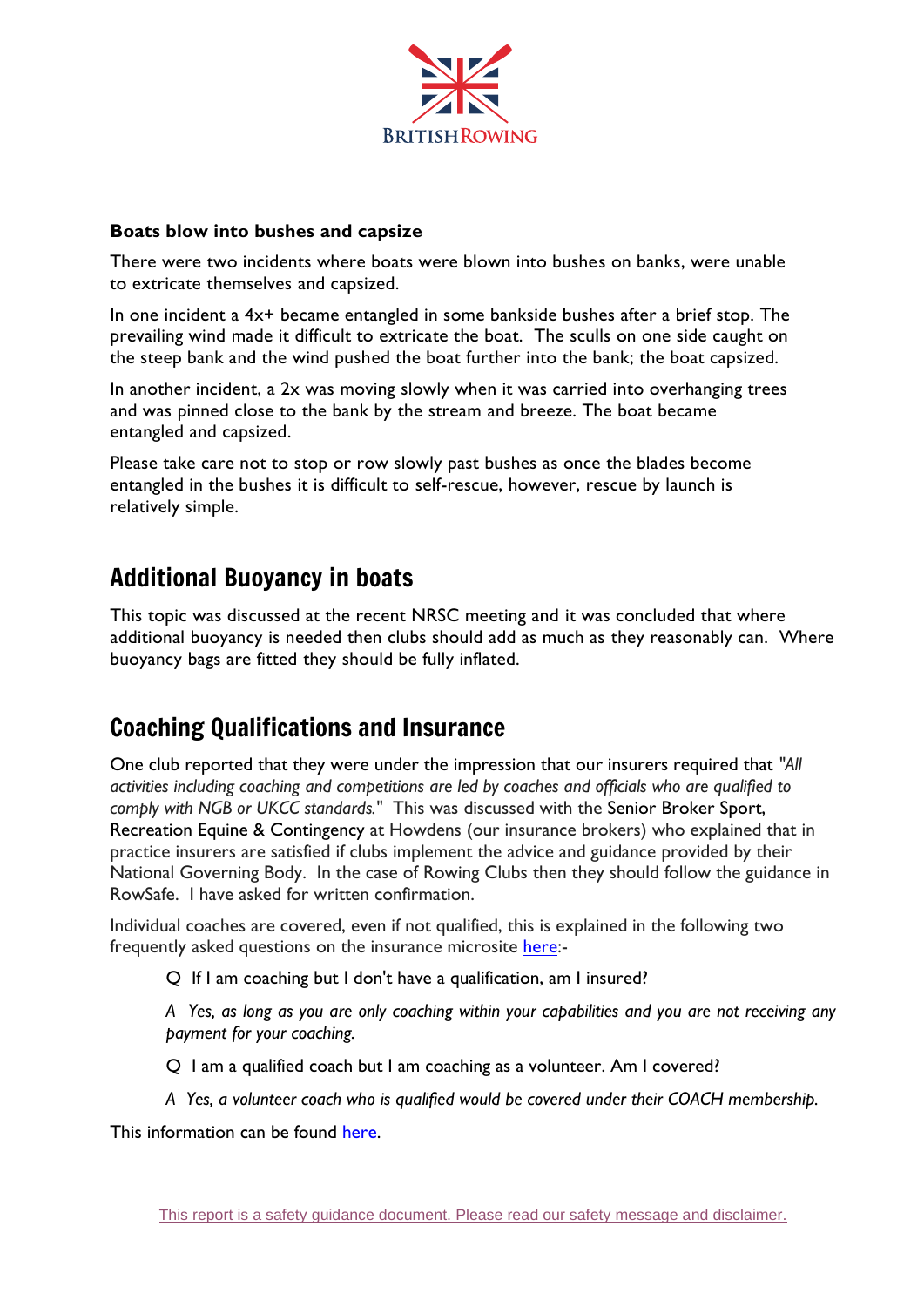### Boats blow into bushes and capsize

There were two incidents where boats were blown into bushes on banks, were unable to extricate themselves and capsized.

In one incident a 4x+ became entangled in some bankside bushes after a brief stop. The prevailing wind made it difficult to extricate the boat. The sculls on one side caught on the steep bank and the wind pushed the boat further into the bank; the boat capsized.

In another incident, a 2x was moving slowly when it was carried into overhanging trees and was pinned close to the bank by the stream and breeze. The boat became entangled and capsized.

Please take care not to stop or row slowly past bushes as once the blades become entangled in the bushes it is difficult to self-rescue, however, rescue by launch is relatively simple.

## Additional Buoyancy in boats

This topic was discussed at the recent NRSC meeting and it was concluded that where additional buoyancy is needed then clubs should add as much as they reasonably can. Where buoyancy bags are fitted they should be fully inflated.

## Coaching Qualifications and Insurance

One club reported that they were under the impression that our insurers required that "*All activities including coaching and competitions are led by coaches and officials who are qualified to comply with NGB or UKCC standards.*" This was discussed with the Senior Broker Sport, Recreation Equine & Contingency at Howdens (our insurance brokers) who explained that in practice insurers are satisfied if clubs implement the advice and guidance provided by their National Governing Body. In the case of Rowing Clubs then they should follow the guidance in RowSafe. I have asked for written confirmation.

Individual coaches are covered, even if not qualified, this is explained in the following two frequently asked questions on the insurance microsite here:-

> Q If I am coaching but I don't have a qualification, am I insured?
>
> *A Yes, as long as you are only coaching within your capabilities and you are not receiving any payment for your coaching.*
>
> Q I am a qualified coach but I am coaching as a volunteer. Am I covered?
>
> *A Yes, a volunteer coach who is qualified would be covered under their COACH membership.*

This information can be found here.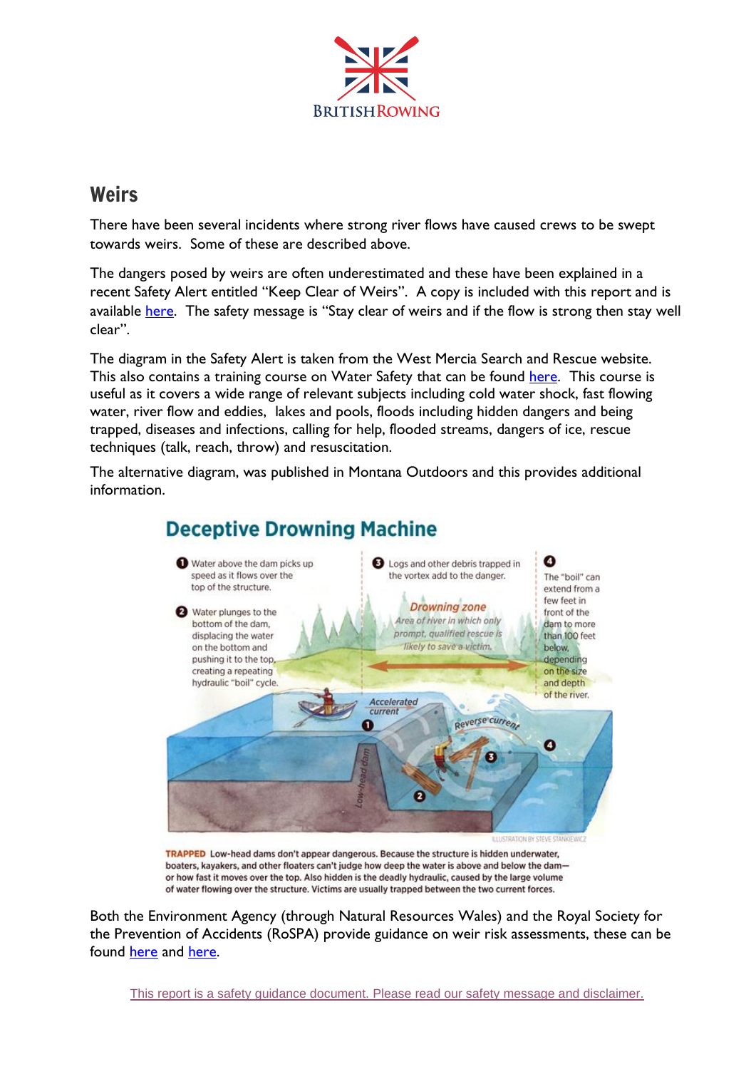## Weirs

There have been several incidents where strong river flows have caused crews to be swept towards weirs. Some of these are described above.

The dangers posed by weirs are often underestimated and these have been explained in a recent Safety Alert entitled "Keep Clear of Weirs". A copy is included with this report and is available here. The safety message is "Stay clear of weirs and if the flow is strong then stay well clear".

The diagram in the Safety Alert is taken from the West Mercia Search and Rescue website. This also contains a training course on Water Safety that can be found here. This course is useful as it covers a wide range of relevant subjects including cold water shock, fast flowing water, river flow and eddies, lakes and pools, floods including hidden dangers and being trapped, diseases and infections, calling for help, flooded streams, dangers of ice, rescue techniques (talk, reach, throw) and resuscitation.

The alternative diagram, was published in Montana Outdoors and this provides additional information.

### Deceptive Drowning Machine

1. Water above the dam picks up speed as it flows over the top of the structure.
2. Water plunges to the bottom of the dam, displacing the water on the bottom and pushing it to the top, creating a repeating hydraulic "boil" cycle.
3. Logs and other debris trapped in the vortex add to the danger.
4. The "boil" can extend from a few feet in front of the dam to more than 100 feet below, depending on the size and depth of the river.

*Drowning zone* – Area of river in which only prompt, qualified rescue is likely to save a victim.

Accelerated current – Reverse current – Low-head dam

ILLUSTRATION BY STEVE STANKIEWICZ

**TRAPPED** Low-head dams don't appear dangerous. Because the structure is hidden underwater, boaters, kayakers, and other floaters can't judge how deep the water is above and below the dam—or how fast it moves over the top. Also hidden is the deadly hydraulic, caused by the large volume of water flowing over the structure. Victims are usually trapped between the two current forces.

Both the Environment Agency (through Natural Resources Wales) and the Royal Society for the Prevention of Accidents (RoSPA) provide guidance on weir risk assessments, these can be found here and here.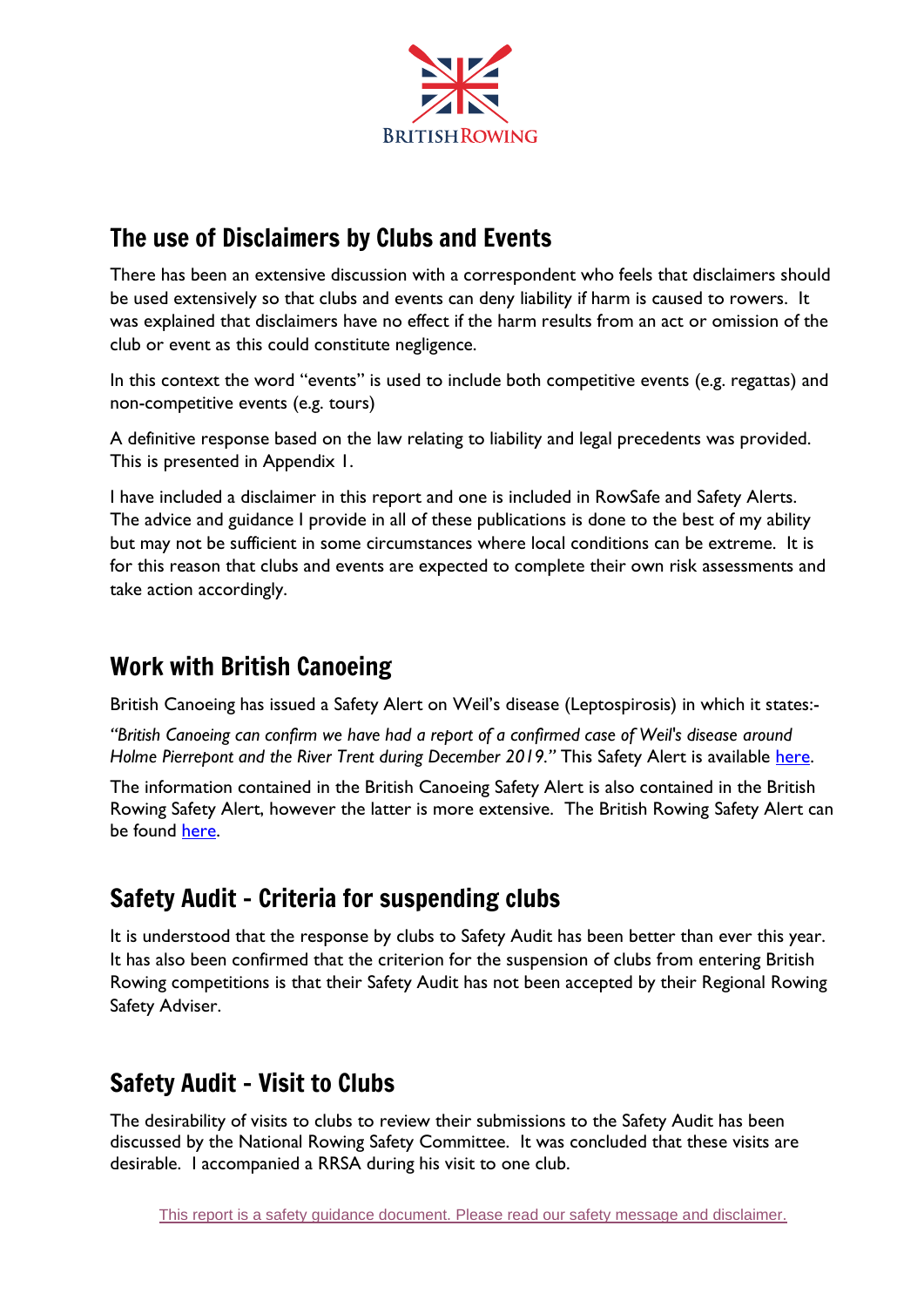## The use of Disclaimers by Clubs and Events

There has been an extensive discussion with a correspondent who feels that disclaimers should be used extensively so that clubs and events can deny liability if harm is caused to rowers. It was explained that disclaimers have no effect if the harm results from an act or omission of the club or event as this could constitute negligence.

In this context the word "events" is used to include both competitive events (e.g. regattas) and non-competitive events (e.g. tours)

A definitive response based on the law relating to liability and legal precedents was provided. This is presented in Appendix 1.

I have included a disclaimer in this report and one is included in RowSafe and Safety Alerts. The advice and guidance I provide in all of these publications is done to the best of my ability but may not be sufficient in some circumstances where local conditions can be extreme. It is for this reason that clubs and events are expected to complete their own risk assessments and take action accordingly.

## Work with British Canoeing

British Canoeing has issued a Safety Alert on Weil's disease (Leptospirosis) in which it states:-

*"British Canoeing can confirm we have had a report of a confirmed case of Weil's disease around Holme Pierrepont and the River Trent during December 2019."* This Safety Alert is available here.

The information contained in the British Canoeing Safety Alert is also contained in the British Rowing Safety Alert, however the latter is more extensive. The British Rowing Safety Alert can be found here.

## Safety Audit - Criteria for suspending clubs

It is understood that the response by clubs to Safety Audit has been better than ever this year. It has also been confirmed that the criterion for the suspension of clubs from entering British Rowing competitions is that their Safety Audit has not been accepted by their Regional Rowing Safety Adviser.

## Safety Audit - Visit to Clubs

The desirability of visits to clubs to review their submissions to the Safety Audit has been discussed by the National Rowing Safety Committee. It was concluded that these visits are desirable. I accompanied a RRSA during his visit to one club.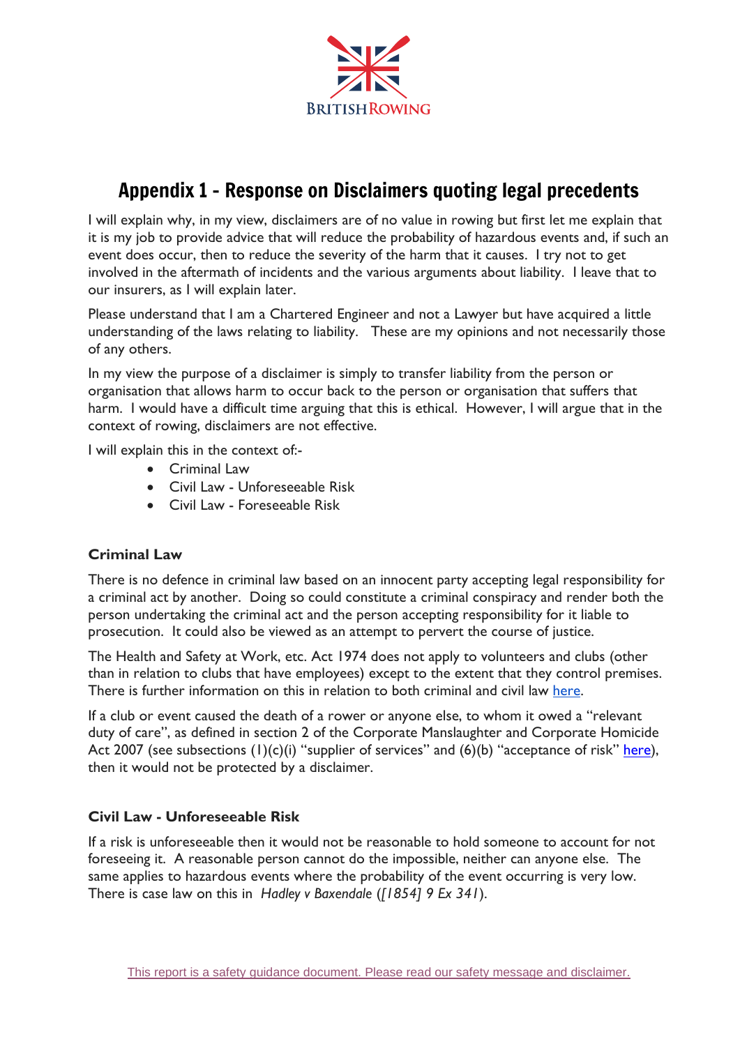# Appendix 1 - Response on Disclaimers quoting legal precedents

I will explain why, in my view, disclaimers are of no value in rowing but first let me explain that it is my job to provide advice that will reduce the probability of hazardous events and, if such an event does occur, then to reduce the severity of the harm that it causes. I try not to get involved in the aftermath of incidents and the various arguments about liability. I leave that to our insurers, as I will explain later.

Please understand that I am a Chartered Engineer and not a Lawyer but have acquired a little understanding of the laws relating to liability. These are my opinions and not necessarily those of any others.

In my view the purpose of a disclaimer is simply to transfer liability from the person or organisation that allows harm to occur back to the person or organisation that suffers that harm. I would have a difficult time arguing that this is ethical. However, I will argue that in the context of rowing, disclaimers are not effective.

I will explain this in the context of:-

- Criminal Law
- Civil Law - Unforeseeable Risk
- Civil Law - Foreseeable Risk

### Criminal Law

There is no defence in criminal law based on an innocent party accepting legal responsibility for a criminal act by another. Doing so could constitute a criminal conspiracy and render both the person undertaking the criminal act and the person accepting responsibility for it liable to prosecution. It could also be viewed as an attempt to pervert the course of justice.

The Health and Safety at Work, etc. Act 1974 does not apply to volunteers and clubs (other than in relation to clubs that have employees) except to the extent that they control premises. There is further information on this in relation to both criminal and civil law here.

If a club or event caused the death of a rower or anyone else, to whom it owed a "relevant duty of care", as defined in section 2 of the Corporate Manslaughter and Corporate Homicide Act 2007 (see subsections (1)(c)(i) "supplier of services" and (6)(b) "acceptance of risk" here), then it would not be protected by a disclaimer.

### Civil Law - Unforeseeable Risk

If a risk is unforeseeable then it would not be reasonable to hold someone to account for not foreseeing it. A reasonable person cannot do the impossible, neither can anyone else. The same applies to hazardous events where the probability of the event occurring is very low. There is case law on this in *Hadley v Baxendale* (*[1854] 9 Ex 341*).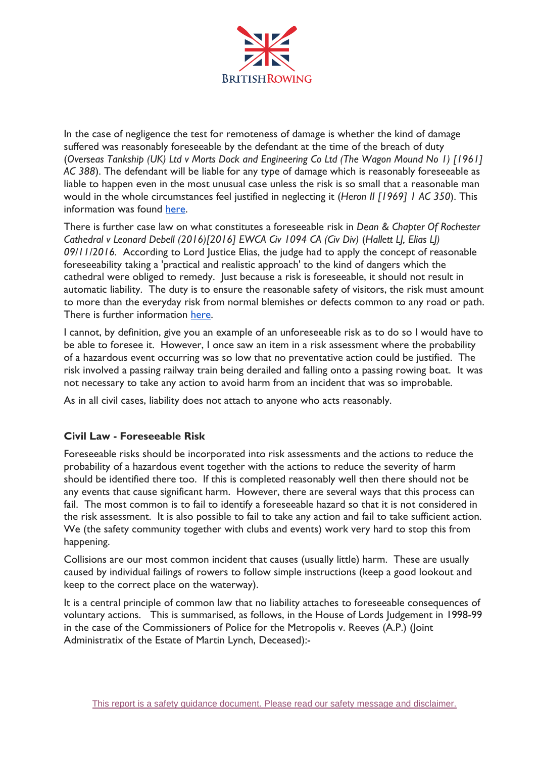In the case of negligence the test for remoteness of damage is whether the kind of damage suffered was reasonably foreseeable by the defendant at the time of the breach of duty (*Overseas Tankship (UK) Ltd v Morts Dock and Engineering Co Ltd (The Wagon Mound No 1) [1961] AC 388*). The defendant will be liable for any type of damage which is reasonably foreseeable as liable to happen even in the most unusual case unless the risk is so small that a reasonable man would in the whole circumstances feel justified in neglecting it (*Heron II [1969] 1 AC 350*). This information was found here.

There is further case law on what constitutes a foreseeable risk in *Dean & Chapter Of Rochester Cathedral v Leonard Debell (2016)[2016] EWCA Civ 1094 CA (Civ Div)* (*Hallett LJ, Elias LJ) 09/11/2016*. According to Lord Justice Elias, the judge had to apply the concept of reasonable foreseeability taking a 'practical and realistic approach' to the kind of dangers which the cathedral were obliged to remedy. Just because a risk is foreseeable, it should not result in automatic liability. The duty is to ensure the reasonable safety of visitors, the risk must amount to more than the everyday risk from normal blemishes or defects common to any road or path. There is further information here.

I cannot, by definition, give you an example of an unforeseeable risk as to do so I would have to be able to foresee it. However, I once saw an item in a risk assessment where the probability of a hazardous event occurring was so low that no preventative action could be justified. The risk involved a passing railway train being derailed and falling onto a passing rowing boat. It was not necessary to take any action to avoid harm from an incident that was so improbable.

As in all civil cases, liability does not attach to anyone who acts reasonably.

## Civil Law - Foreseeable Risk

Foreseeable risks should be incorporated into risk assessments and the actions to reduce the probability of a hazardous event together with the actions to reduce the severity of harm should be identified there too. If this is completed reasonably well then there should not be any events that cause significant harm. However, there are several ways that this process can fail. The most common is to fail to identify a foreseeable hazard so that it is not considered in the risk assessment. It is also possible to fail to take any action and fail to take sufficient action. We (the safety community together with clubs and events) work very hard to stop this from happening.

Collisions are our most common incident that causes (usually little) harm. These are usually caused by individual failings of rowers to follow simple instructions (keep a good lookout and keep to the correct place on the waterway).

It is a central principle of common law that no liability attaches to foreseeable consequences of voluntary actions. This is summarised, as follows, in the House of Lords Judgement in 1998-99 in the case of the Commissioners of Police for the Metropolis v. Reeves (A.P.) (Joint Administratix of the Estate of Martin Lynch, Deceased):-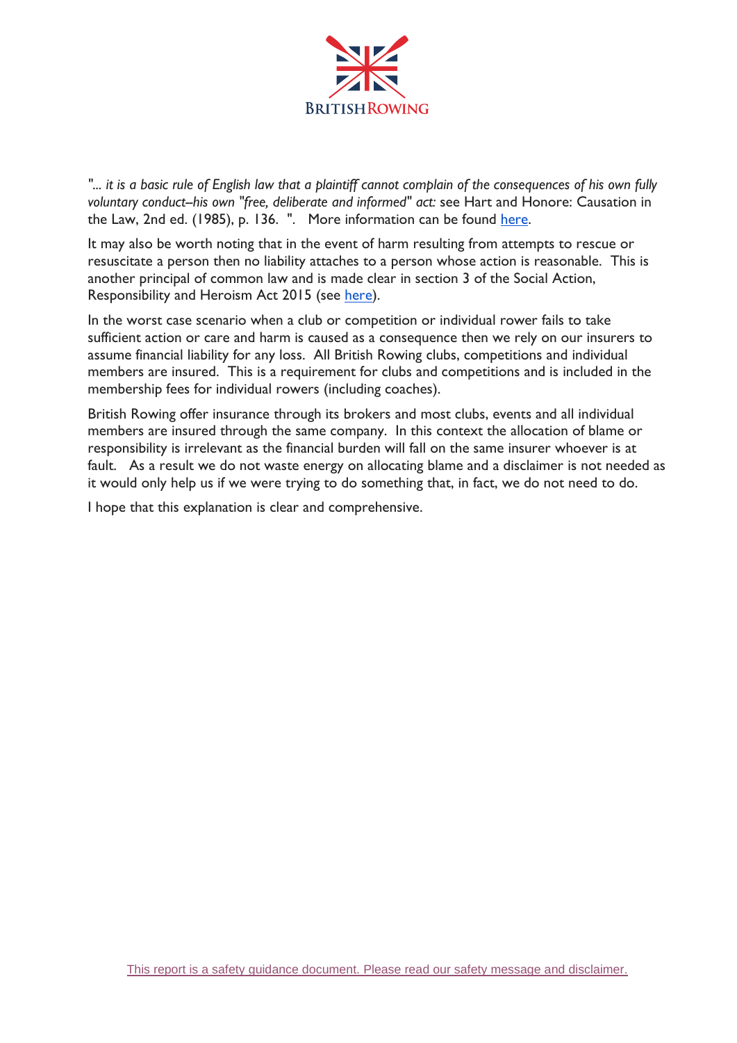"... *it is a basic rule of English law that a plaintiff cannot complain of the consequences of his own fully voluntary conduct–his own "free, deliberate and informed" act:* see Hart and Honore: Causation in the Law, 2nd ed. (1985), p. 136. ". More information can be found here.

It may also be worth noting that in the event of harm resulting from attempts to rescue or resuscitate a person then no liability attaches to a person whose action is reasonable. This is another principal of common law and is made clear in section 3 of the Social Action, Responsibility and Heroism Act 2015 (see here).

In the worst case scenario when a club or competition or individual rower fails to take sufficient action or care and harm is caused as a consequence then we rely on our insurers to assume financial liability for any loss. All British Rowing clubs, competitions and individual members are insured. This is a requirement for clubs and competitions and is included in the membership fees for individual rowers (including coaches).

British Rowing offer insurance through its brokers and most clubs, events and all individual members are insured through the same company. In this context the allocation of blame or responsibility is irrelevant as the financial burden will fall on the same insurer whoever is at fault. As a result we do not waste energy on allocating blame and a disclaimer is not needed as it would only help us if we were trying to do something that, in fact, we do not need to do.

I hope that this explanation is clear and comprehensive.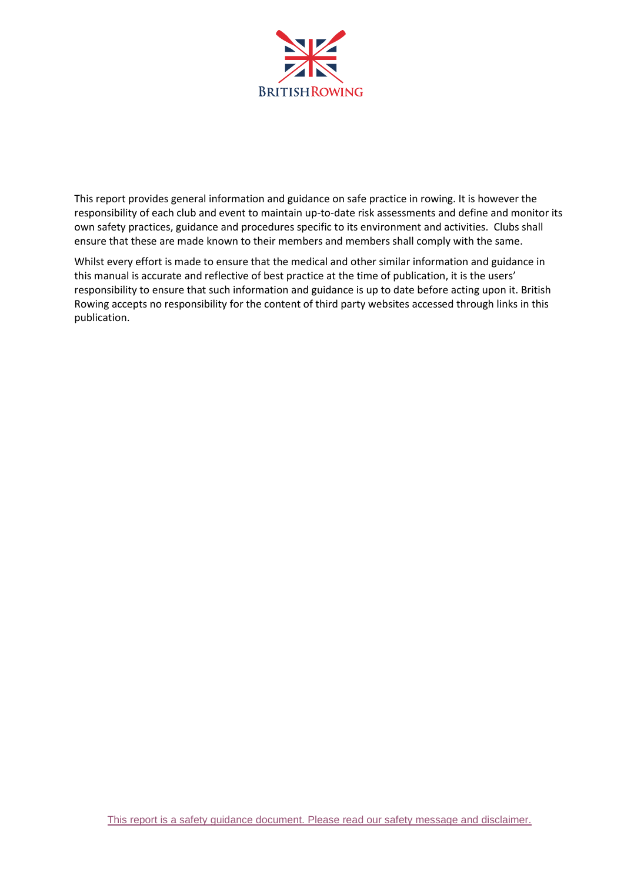BRITISH ROWING

This report provides general information and guidance on safe practice in rowing. It is however the responsibility of each club and event to maintain up-to-date risk assessments and define and monitor its own safety practices, guidance and procedures specific to its environment and activities. Clubs shall ensure that these are made known to their members and members shall comply with the same.

Whilst every effort is made to ensure that the medical and other similar information and guidance in this manual is accurate and reflective of best practice at the time of publication, it is the users' responsibility to ensure that such information and guidance is up to date before acting upon it. British Rowing accepts no responsibility for the content of third party websites accessed through links in this publication.

This report is a safety guidance document. Please read our safety message and disclaimer.